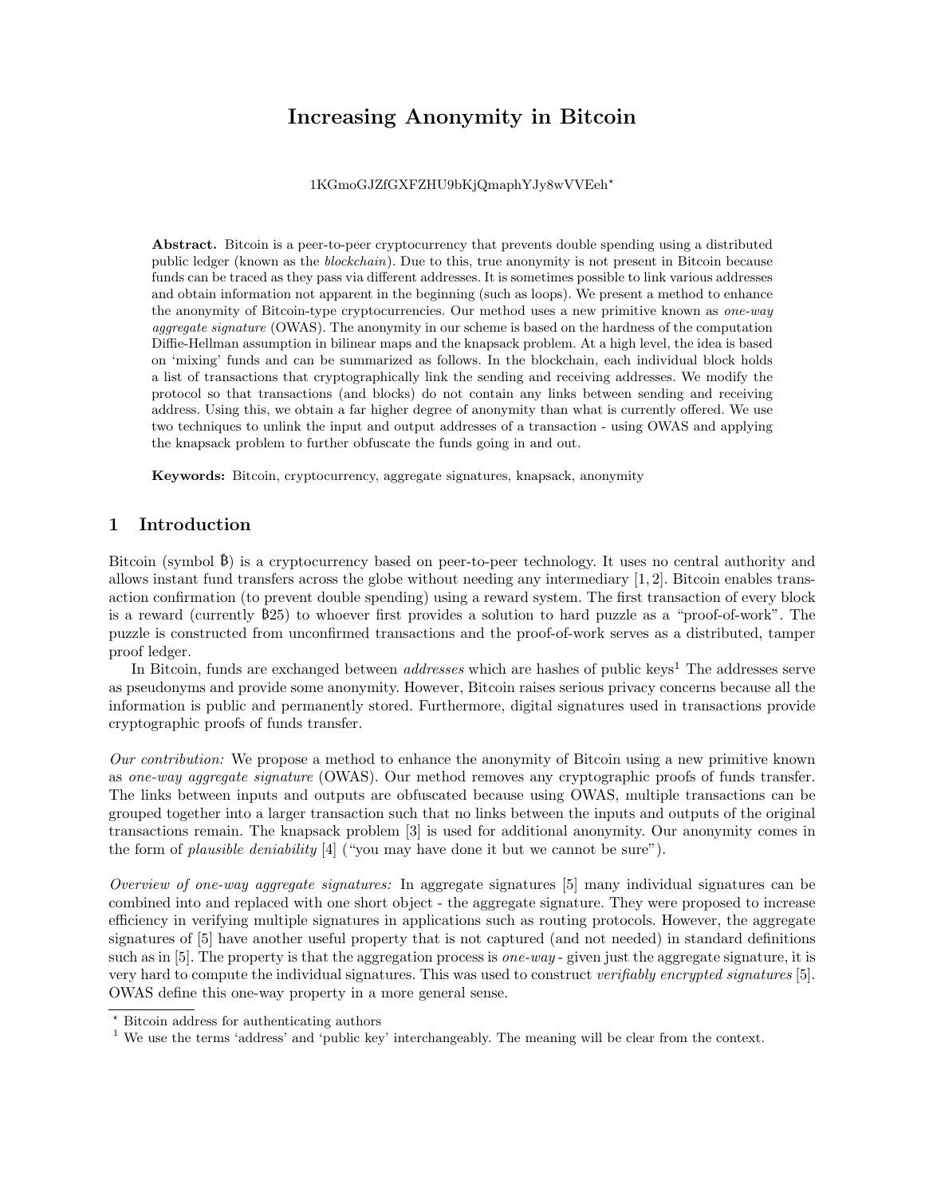# Increasing Anonymity in Bitcoin

1KGmoGJZfGXFZHU9bKjQmaphYJy8wVVEeh*

**Abstract.** Bitcoin is a peer-to-peer cryptocurrency that prevents double spending using a distributed public ledger (known as the *blockchain*). Due to this, true anonymity is not present in Bitcoin because funds can be traced as they pass via different addresses. It is sometimes possible to link various addresses and obtain information not apparent in the beginning (such as loops). We present a method to enhance the anonymity of Bitcoin-type cryptocurrencies. Our method uses a new primitive known as *one-way aggregate signature* (OWAS). The anonymity in our scheme is based on the hardness of the computation Diffie-Hellman assumption in bilinear maps and the knapsack problem. At a high level, the idea is based on 'mixing' funds and can be summarized as follows. In the blockchain, each individual block holds a list of transactions that cryptographically link the sending and receiving addresses. We modify the protocol so that transactions (and blocks) do not contain any links between sending and receiving address. Using this, we obtain a far higher degree of anonymity than what is currently offered. We use two techniques to unlink the input and output addresses of a transaction - using OWAS and applying the knapsack problem to further obfuscate the funds going in and out.

**Keywords:** Bitcoin, cryptocurrency, aggregate signatures, knapsack, anonymity

## 1 Introduction

Bitcoin (symbol ฿) is a cryptocurrency based on peer-to-peer technology. It uses no central authority and allows instant fund transfers across the globe without needing any intermediary [1, 2]. Bitcoin enables transaction confirmation (to prevent double spending) using a reward system. The first transaction of every block is a reward (currently ฿25) to whoever first provides a solution to hard puzzle as a "proof-of-work". The puzzle is constructed from unconfirmed transactions and the proof-of-work serves as a distributed, tamper proof ledger.

In Bitcoin, funds are exchanged between *addresses* which are hashes of public keys[1] The addresses serve as pseudonyms and provide some anonymity. However, Bitcoin raises serious privacy concerns because all the information is public and permanently stored. Furthermore, digital signatures used in transactions provide cryptographic proofs of funds transfer.

*Our contribution:* We propose a method to enhance the anonymity of Bitcoin using a new primitive known as *one-way aggregate signature* (OWAS). Our method removes any cryptographic proofs of funds transfer. The links between inputs and outputs are obfuscated because using OWAS, multiple transactions can be grouped together into a larger transaction such that no links between the inputs and outputs of the original transactions remain. The knapsack problem [3] is used for additional anonymity. Our anonymity comes in the form of *plausible deniability* [4] ("you may have done it but we cannot be sure").

*Overview of one-way aggregate signatures:* In aggregate signatures [5] many individual signatures can be combined into and replaced with one short object - the aggregate signature. They were proposed to increase efficiency in verifying multiple signatures in applications such as routing protocols. However, the aggregate signatures of [5] have another useful property that is not captured (and not needed) in standard definitions such as in [5]. The property is that the aggregation process is *one-way* - given just the aggregate signature, it is very hard to compute the individual signatures. This was used to construct *verifiably encrypted signatures* [5]. OWAS define this one-way property in a more general sense.

---

* Bitcoin address for authenticating authors

[1] We use the terms 'address' and 'public key' interchangeably. The meaning will be clear from the context.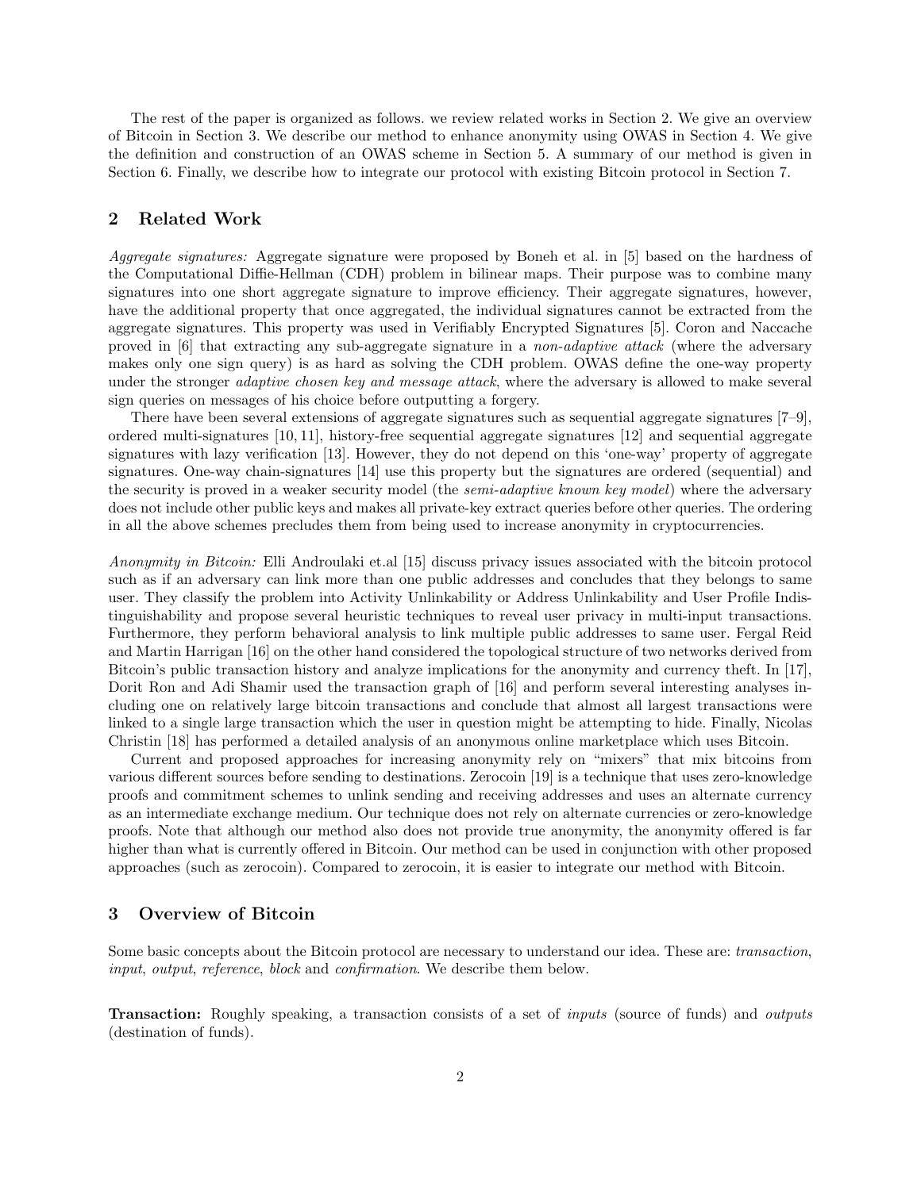The rest of the paper is organized as follows. we review related works in Section 2. We give an overview of Bitcoin in Section 3. We describe our method to enhance anonymity using OWAS in Section 4. We give the definition and construction of an OWAS scheme in Section 5. A summary of our method is given in Section 6. Finally, we describe how to integrate our protocol with existing Bitcoin protocol in Section 7.

## 2 Related Work

*Aggregate signatures:* Aggregate signature were proposed by Boneh et al. in [5] based on the hardness of the Computational Diffie-Hellman (CDH) problem in bilinear maps. Their purpose was to combine many signatures into one short aggregate signature to improve efficiency. Their aggregate signatures, however, have the additional property that once aggregated, the individual signatures cannot be extracted from the aggregate signatures. This property was used in Verifiably Encrypted Signatures [5]. Coron and Naccache proved in [6] that extracting any sub-aggregate signature in a *non-adaptive attack* (where the adversary makes only one sign query) is as hard as solving the CDH problem. OWAS define the one-way property under the stronger *adaptive chosen key and message attack*, where the adversary is allowed to make several sign queries on messages of his choice before outputting a forgery.

There have been several extensions of aggregate signatures such as sequential aggregate signatures [7–9], ordered multi-signatures [10, 11], history-free sequential aggregate signatures [12] and sequential aggregate signatures with lazy verification [13]. However, they do not depend on this 'one-way' property of aggregate signatures. One-way chain-signatures [14] use this property but the signatures are ordered (sequential) and the security is proved in a weaker security model (the *semi-adaptive known key model*) where the adversary does not include other public keys and makes all private-key extract queries before other queries. The ordering in all the above schemes precludes them from being used to increase anonymity in cryptocurrencies.

*Anonymity in Bitcoin:* Elli Androulaki et.al [15] discuss privacy issues associated with the bitcoin protocol such as if an adversary can link more than one public addresses and concludes that they belongs to same user. They classify the problem into Activity Unlinkability or Address Unlinkability and User Profile Indistinguishability and propose several heuristic techniques to reveal user privacy in multi-input transactions. Furthermore, they perform behavioral analysis to link multiple public addresses to same user. Fergal Reid and Martin Harrigan [16] on the other hand considered the topological structure of two networks derived from Bitcoin's public transaction history and analyze implications for the anonymity and currency theft. In [17], Dorit Ron and Adi Shamir used the transaction graph of [16] and perform several interesting analyses including one on relatively large bitcoin transactions and conclude that almost all largest transactions were linked to a single large transaction which the user in question might be attempting to hide. Finally, Nicolas Christin [18] has performed a detailed analysis of an anonymous online marketplace which uses Bitcoin.

Current and proposed approaches for increasing anonymity rely on "mixers" that mix bitcoins from various different sources before sending to destinations. Zerocoin [19] is a technique that uses zero-knowledge proofs and commitment schemes to unlink sending and receiving addresses and uses an alternate currency as an intermediate exchange medium. Our technique does not rely on alternate currencies or zero-knowledge proofs. Note that although our method also does not provide true anonymity, the anonymity offered is far higher than what is currently offered in Bitcoin. Our method can be used in conjunction with other proposed approaches (such as zerocoin). Compared to zerocoin, it is easier to integrate our method with Bitcoin.

## 3 Overview of Bitcoin

Some basic concepts about the Bitcoin protocol are necessary to understand our idea. These are: *transaction*, *input*, *output*, *reference*, *block* and *confirmation*. We describe them below.

**Transaction:** Roughly speaking, a transaction consists of a set of *inputs* (source of funds) and *outputs* (destination of funds).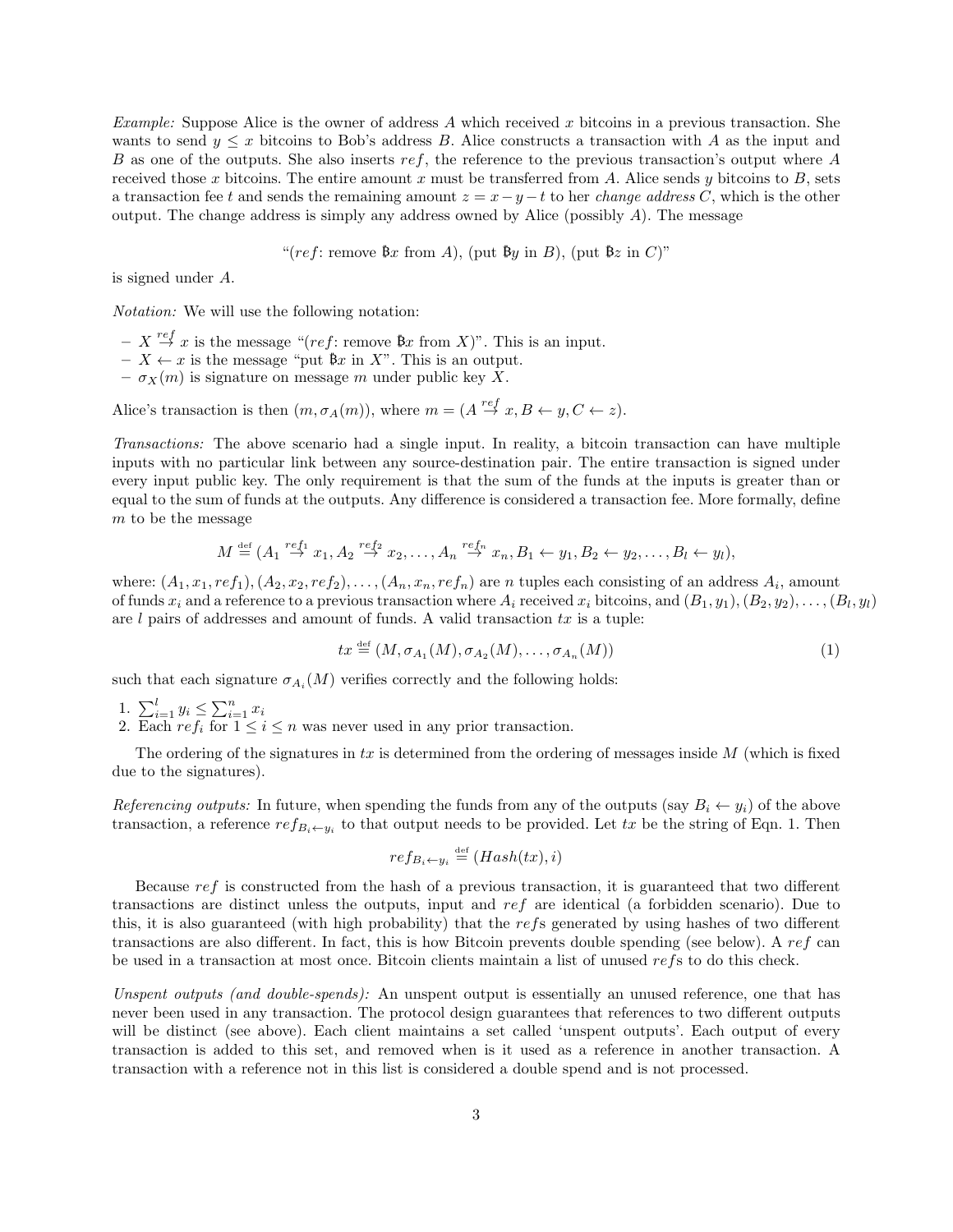*Example:* Suppose Alice is the owner of address $A$ which received $x$ bitcoins in a previous transaction. She wants to send $y \leq x$ bitcoins to Bob's address $B$. Alice constructs a transaction with $A$ as the input and $B$ as one of the outputs. She also inserts $ref$, the reference to the previous transaction's output where $A$ received those $x$ bitcoins. The entire amount $x$ must be transferred from $A$. Alice sends $y$ bitcoins to $B$, sets a transaction fee $t$ and sends the remaining amount $z = x - y - t$ to her *change address* $C$, which is the other output. The change address is simply any address owned by Alice (possibly $A$). The message

$$\text{"}(ref\text{: remove ฿}x\text{ from }A), (\text{put ฿}y\text{ in }B), (\text{put ฿}z\text{ in }C)\text{"}$$

is signed under $A$.

*Notation:* We will use the following notation:

- $X \overset{ref}{\rightarrow} x$ is the message "($ref$: remove ฿$x$ from $X$)". This is an input.
- $X \leftarrow x$ is the message "put ฿$x$ in $X$". This is an output.
- $\sigma_X(m)$ is signature on message $m$ under public key $X$.

Alice's transaction is then $(m, \sigma_A(m))$, where $m = (A \overset{ref}{\rightarrow} x, B \leftarrow y, C \leftarrow z)$.

*Transactions:* The above scenario had a single input. In reality, a bitcoin transaction can have multiple inputs with no particular link between any source-destination pair. The entire transaction is signed under every input public key. The only requirement is that the sum of the funds at the inputs is greater than or equal to the sum of funds at the outputs. Any difference is considered a transaction fee. More formally, define $m$ to be the message

$$M \overset{\text{def}}{=} (A_1 \overset{ref_1}{\rightarrow} x_1, A_2 \overset{ref_2}{\rightarrow} x_2, \ldots, A_n \overset{ref_n}{\rightarrow} x_n, B_1 \leftarrow y_1, B_2 \leftarrow y_2, \ldots, B_l \leftarrow y_l),$$

where: $(A_1, x_1, ref_1), (A_2, x_2, ref_2), \ldots, (A_n, x_n, ref_n)$ are $n$ tuples each consisting of an address $A_i$, amount of funds $x_i$ and a reference to a previous transaction where $A_i$ received $x_i$ bitcoins, and $(B_1, y_1), (B_2, y_2), \ldots, (B_l, y_l)$ are $l$ pairs of addresses and amount of funds. A valid transaction $tx$ is a tuple:

$$tx \overset{\text{def}}{=} (M, \sigma_{A_1}(M), \sigma_{A_2}(M), \ldots, \sigma_{A_n}(M)) \tag{1}$$

such that each signature $\sigma_{A_i}(M)$ verifies correctly and the following holds:

1. $\sum_{i=1}^{l} y_i \leq \sum_{i=1}^{n} x_i$
2. Each $ref_i$ for $1 \leq i \leq n$ was never used in any prior transaction.

The ordering of the signatures in $tx$ is determined from the ordering of messages inside $M$ (which is fixed due to the signatures).

*Referencing outputs:* In future, when spending the funds from any of the outputs (say $B_i \leftarrow y_i$) of the above transaction, a reference $ref_{B_i \leftarrow y_i}$ to that output needs to be provided. Let $tx$ be the string of Eqn. 1. Then

$$ref_{B_i \leftarrow y_i} \overset{\text{def}}{=} (Hash(tx), i)$$

Because $ref$ is constructed from the hash of a previous transaction, it is guaranteed that two different transactions are distinct unless the outputs, input and $ref$ are identical (a forbidden scenario). Due to this, it is also guaranteed (with high probability) that the $ref$s generated by using hashes of two different transactions are also different. In fact, this is how Bitcoin prevents double spending (see below). A $ref$ can be used in a transaction at most once. Bitcoin clients maintain a list of unused $ref$s to do this check.

*Unspent outputs (and double-spends):* An unspent output is essentially an unused reference, one that has never been used in any transaction. The protocol design guarantees that references to two different outputs will be distinct (see above). Each client maintains a set called 'unspent outputs'. Each output of every transaction is added to this set, and removed when is it used as a reference in another transaction. A transaction with a reference not in this list is considered a double spend and is not processed.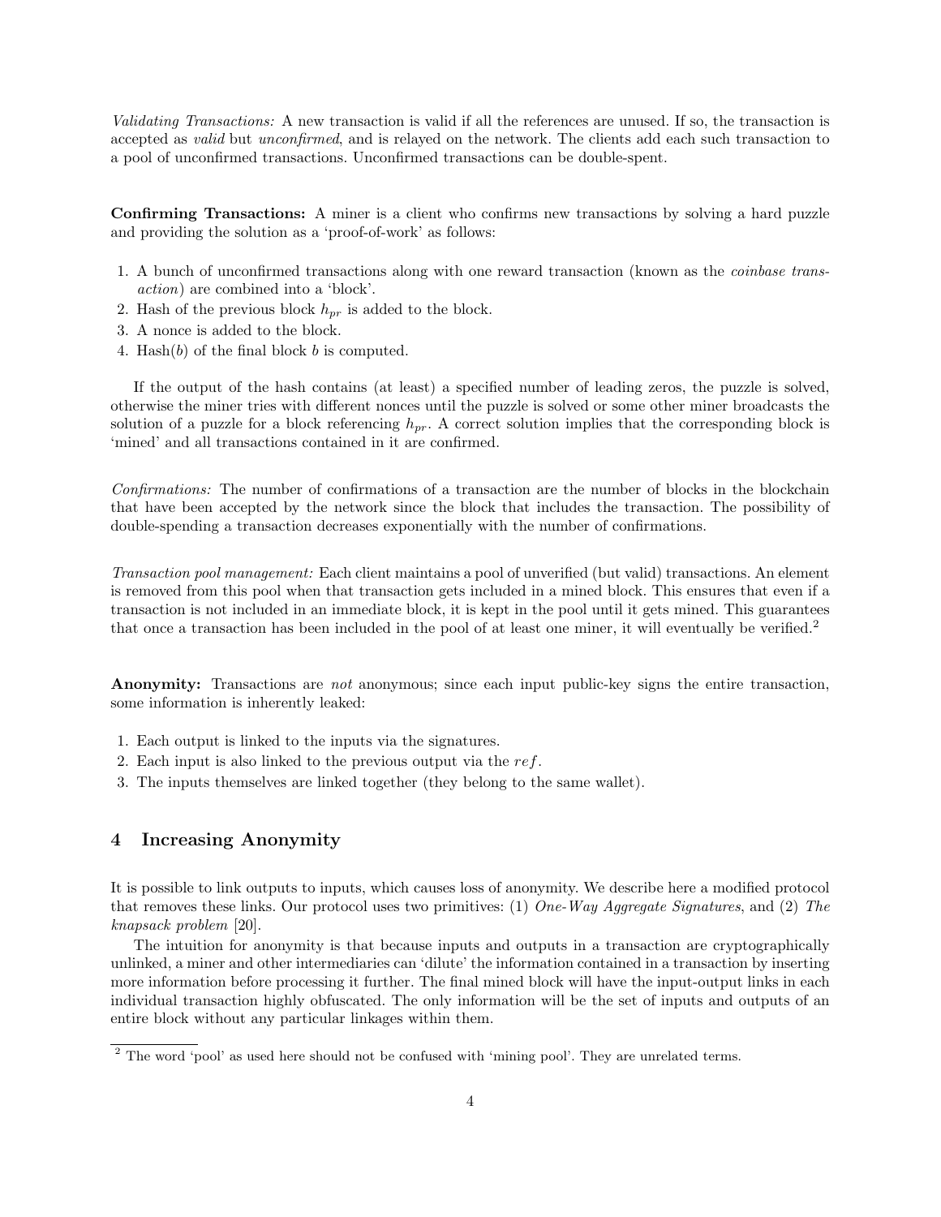*Validating Transactions:* A new transaction is valid if all the references are unused. If so, the transaction is accepted as *valid* but *unconfirmed*, and is relayed on the network. The clients add each such transaction to a pool of unconfirmed transactions. Unconfirmed transactions can be double-spent.

**Confirming Transactions:** A miner is a client who confirms new transactions by solving a hard puzzle and providing the solution as a 'proof-of-work' as follows:

1. A bunch of unconfirmed transactions along with one reward transaction (known as the *coinbase transaction*) are combined into a 'block'.
2. Hash of the previous block $h_{pr}$ is added to the block.
3. A nonce is added to the block.
4. Hash($b$) of the final block $b$ is computed.

If the output of the hash contains (at least) a specified number of leading zeros, the puzzle is solved, otherwise the miner tries with different nonces until the puzzle is solved or some other miner broadcasts the solution of a puzzle for a block referencing $h_{pr}$. A correct solution implies that the corresponding block is 'mined' and all transactions contained in it are confirmed.

*Confirmations:* The number of confirmations of a transaction are the number of blocks in the blockchain that have been accepted by the network since the block that includes the transaction. The possibility of double-spending a transaction decreases exponentially with the number of confirmations.

*Transaction pool management:* Each client maintains a pool of unverified (but valid) transactions. An element is removed from this pool when that transaction gets included in a mined block. This ensures that even if a transaction is not included in an immediate block, it is kept in the pool until it gets mined. This guarantees that once a transaction has been included in the pool of at least one miner, it will eventually be verified.[2]

**Anonymity:** Transactions are *not* anonymous; since each input public-key signs the entire transaction, some information is inherently leaked:

1. Each output is linked to the inputs via the signatures.
2. Each input is also linked to the previous output via the $ref$.
3. The inputs themselves are linked together (they belong to the same wallet).

## 4 Increasing Anonymity

It is possible to link outputs to inputs, which causes loss of anonymity. We describe here a modified protocol that removes these links. Our protocol uses two primitives: (1) *One-Way Aggregate Signatures*, and (2) *The knapsack problem* [20].

The intuition for anonymity is that because inputs and outputs in a transaction are cryptographically unlinked, a miner and other intermediaries can 'dilute' the information contained in a transaction by inserting more information before processing it further. The final mined block will have the input-output links in each individual transaction highly obfuscated. The only information will be the set of inputs and outputs of an entire block without any particular linkages within them.

[2] The word 'pool' as used here should not be confused with 'mining pool'. They are unrelated terms.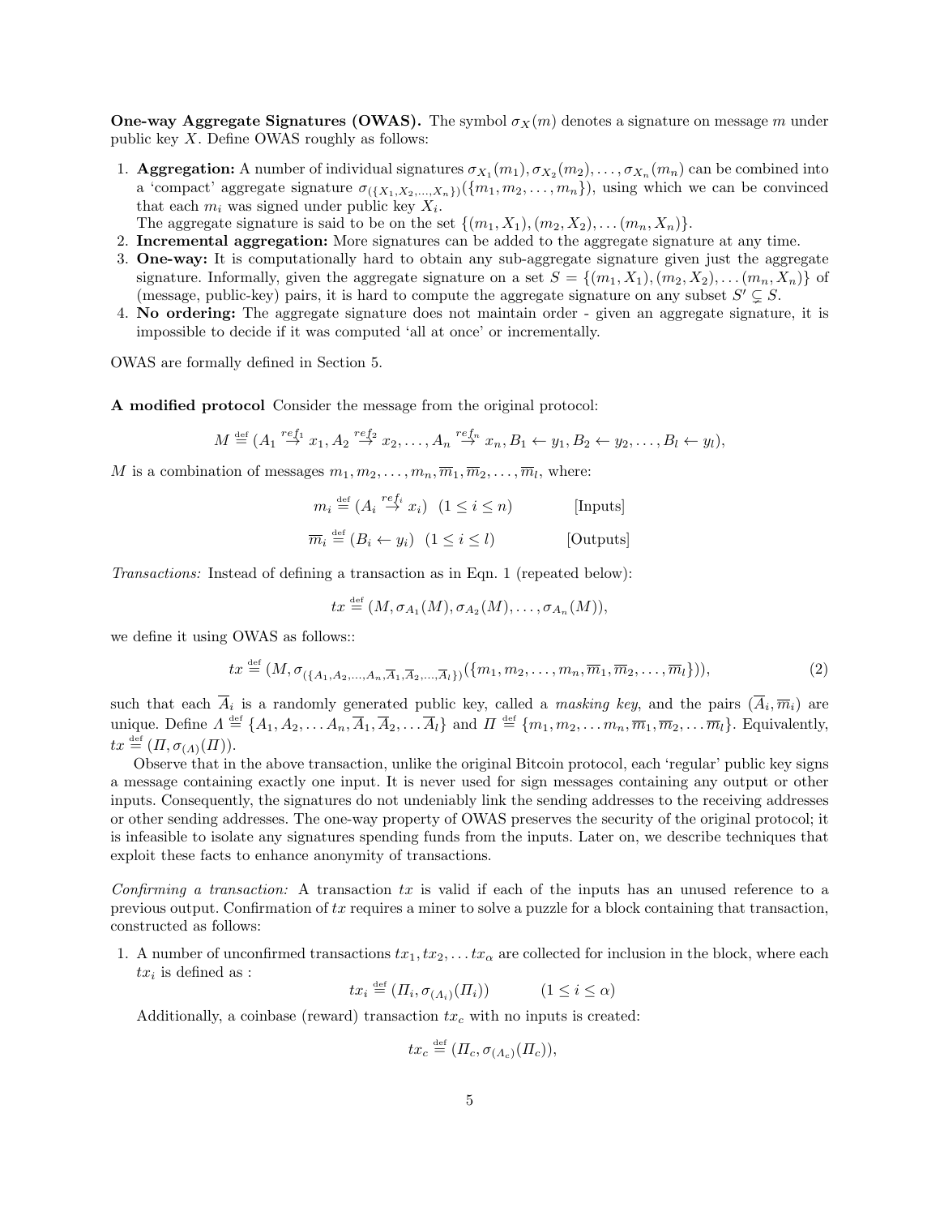**One-way Aggregate Signatures (OWAS).** The symbol $\sigma_X(m)$ denotes a signature on message $m$ under public key $X$. Define OWAS roughly as follows:

1. **Aggregation:** A number of individual signatures $\sigma_{X_1}(m_1), \sigma_{X_2}(m_2), \ldots, \sigma_{X_n}(m_n)$ can be combined into a 'compact' aggregate signature $\sigma_{(\{X_1,X_2,\ldots,X_n\})}(\{m_1, m_2, \ldots, m_n\})$, using which we can be convinced that each $m_i$ was signed under public key $X_i$.
   The aggregate signature is said to be on the set $\{(m_1, X_1), (m_2, X_2), \ldots (m_n, X_n)\}$.
2. **Incremental aggregation:** More signatures can be added to the aggregate signature at any time.
3. **One-way:** It is computationally hard to obtain any sub-aggregate signature given just the aggregate signature. Informally, given the aggregate signature on a set $S = \{(m_1, X_1), (m_2, X_2), \ldots (m_n, X_n)\}$ of (message, public-key) pairs, it is hard to compute the aggregate signature on any subset $S' \subsetneq S$.
4. **No ordering:** The aggregate signature does not maintain order - given an aggregate signature, it is impossible to decide if it was computed 'all at once' or incrementally.

OWAS are formally defined in Section 5.

**A modified protocol** Consider the message from the original protocol:

$$M \stackrel{\text{def}}{=} (A_1 \stackrel{ref_1}{\to} x_1, A_2 \stackrel{ref_2}{\to} x_2, \ldots, A_n \stackrel{ref_n}{\to} x_n, B_1 \leftarrow y_1, B_2 \leftarrow y_2, \ldots, B_l \leftarrow y_l),$$

$M$ is a combination of messages $m_1, m_2, \ldots, m_n, \overline{m}_1, \overline{m}_2, \ldots, \overline{m}_l$, where:

$$m_i \stackrel{\text{def}}{=} (A_i \stackrel{ref_i}{\to} x_i) \quad (1 \le i \le n) \qquad\qquad \text{[Inputs]}$$

$$\overline{m}_i \stackrel{\text{def}}{=} (B_i \leftarrow y_i) \quad (1 \le i \le l) \qquad\qquad \text{[Outputs]}$$

*Transactions:* Instead of defining a transaction as in Eqn. 1 (repeated below):

$$tx \stackrel{\text{def}}{=} (M, \sigma_{A_1}(M), \sigma_{A_2}(M), \ldots, \sigma_{A_n}(M)),$$

we define it using OWAS as follows::

$$tx \stackrel{\text{def}}{=} (M, \sigma_{(\{A_1,A_2,\ldots,A_n,\overline{A}_1,\overline{A}_2,\ldots,\overline{A}_l\})}(\{m_1, m_2, \ldots, m_n, \overline{m}_1, \overline{m}_2, \ldots, \overline{m}_l\})), \tag{2}$$

such that each $\overline{A}_i$ is a randomly generated public key, called a *masking key*, and the pairs $(\overline{A}_i, \overline{m}_i)$ are unique. Define $\Lambda \stackrel{\text{def}}{=} \{A_1, A_2, \ldots A_n, \overline{A}_1, \overline{A}_2, \ldots \overline{A}_l\}$ and $\Pi \stackrel{\text{def}}{=} \{m_1, m_2, \ldots m_n, \overline{m}_1, \overline{m}_2, \ldots \overline{m}_l\}$. Equivalently, $tx \stackrel{\text{def}}{=} (\Pi, \sigma_{(\Lambda)}(\Pi))$.

Observe that in the above transaction, unlike the original Bitcoin protocol, each 'regular' public key signs a message containing exactly one input. It is never used for sign messages containing any output or other inputs. Consequently, the signatures do not undeniably link the sending addresses to the receiving addresses or other sending addresses. The one-way property of OWAS preserves the security of the original protocol; it is infeasible to isolate any signatures spending funds from the inputs. Later on, we describe techniques that exploit these facts to enhance anonymity of transactions.

*Confirming a transaction:* A transaction $tx$ is valid if each of the inputs has an unused reference to a previous output. Confirmation of $tx$ requires a miner to solve a puzzle for a block containing that transaction, constructed as follows:

1. A number of unconfirmed transactions $tx_1, tx_2, \ldots tx_\alpha$ are collected for inclusion in the block, where each $tx_i$ is defined as :

$$tx_i \stackrel{\text{def}}{=} (\Pi_i, \sigma_{(\Lambda_i)}(\Pi_i)) \qquad (1 \le i \le \alpha)$$

   Additionally, a coinbase (reward) transaction $tx_c$ with no inputs is created:

$$tx_c \stackrel{\text{def}}{=} (\Pi_c, \sigma_{(\Lambda_c)}(\Pi_c)),$$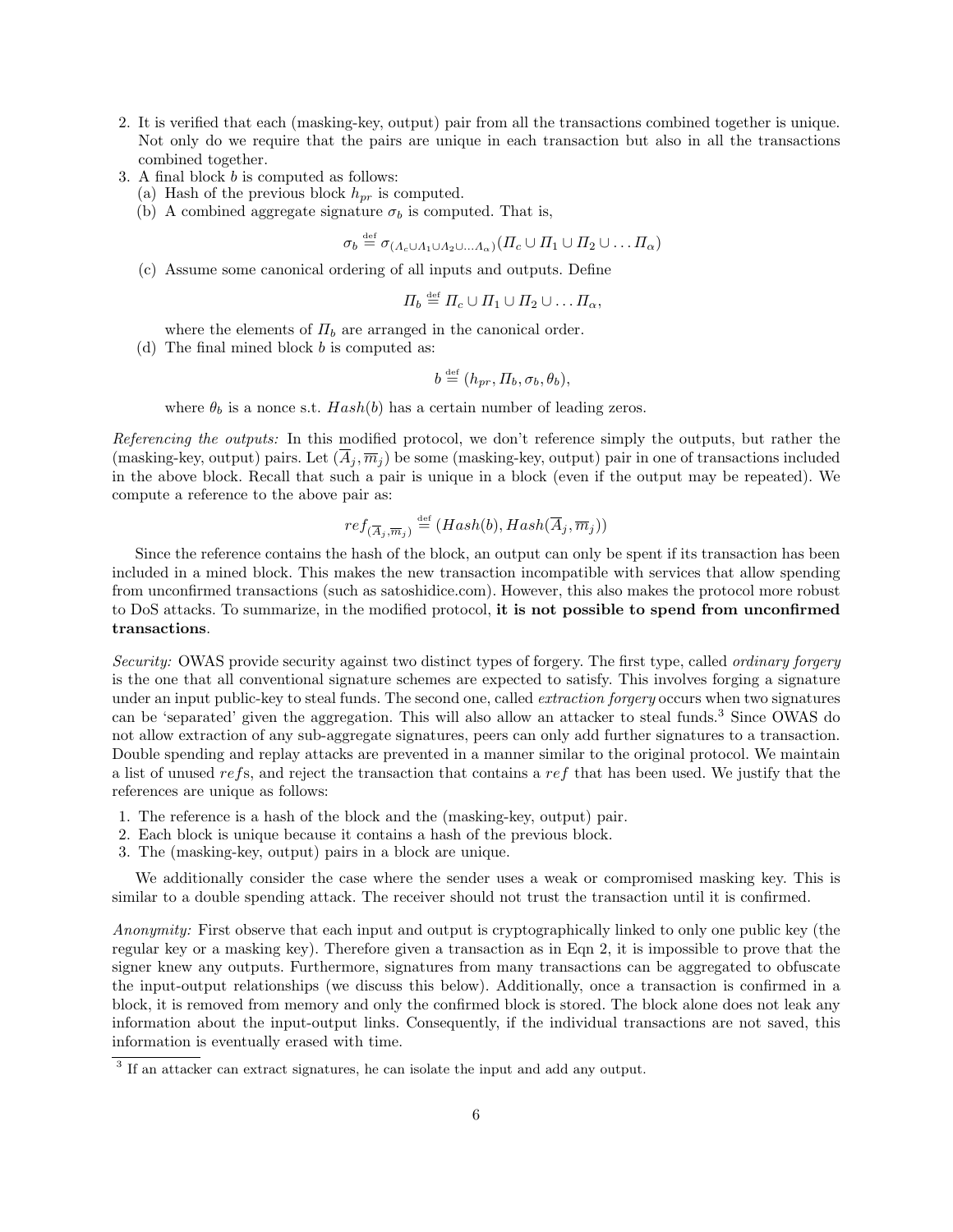2. It is verified that each (masking-key, output) pair from all the transactions combined together is unique. Not only do we require that the pairs are unique in each transaction but also in all the transactions combined together.
3. A final block $b$ is computed as follows:
   (a) Hash of the previous block $h_{pr}$ is computed.
   (b) A combined aggregate signature $\sigma_b$ is computed. That is,

$$\sigma_b \stackrel{\text{def}}{=} \sigma_{(\Lambda_c \cup \Lambda_1 \cup \Lambda_2 \cup \ldots \Lambda_\alpha)}(\Pi_c \cup \Pi_1 \cup \Pi_2 \cup \ldots \Pi_\alpha)$$

   (c) Assume some canonical ordering of all inputs and outputs. Define

$$\Pi_b \stackrel{\text{def}}{=} \Pi_c \cup \Pi_1 \cup \Pi_2 \cup \ldots \Pi_\alpha,$$

   where the elements of $\Pi_b$ are arranged in the canonical order.
   (d) The final mined block $b$ is computed as:

$$b \stackrel{\text{def}}{=} (h_{pr}, \Pi_b, \sigma_b, \theta_b),$$

   where $\theta_b$ is a nonce s.t. $Hash(b)$ has a certain number of leading zeros.

*Referencing the outputs:* In this modified protocol, we don't reference simply the outputs, but rather the (masking-key, output) pairs. Let $(\overline{A}_j, \overline{m}_j)$ be some (masking-key, output) pair in one of transactions included in the above block. Recall that such a pair is unique in a block (even if the output may be repeated). We compute a reference to the above pair as:

$$ref_{(\overline{A}_j, \overline{m}_j)} \stackrel{\text{def}}{=} (Hash(b), Hash(\overline{A}_j, \overline{m}_j))$$

Since the reference contains the hash of the block, an output can only be spent if its transaction has been included in a mined block. This makes the new transaction incompatible with services that allow spending from unconfirmed transactions (such as satoshidice.com). However, this also makes the protocol more robust to DoS attacks. To summarize, in the modified protocol, **it is not possible to spend from unconfirmed transactions**.

*Security:* OWAS provide security against two distinct types of forgery. The first type, called *ordinary forgery* is the one that all conventional signature schemes are expected to satisfy. This involves forging a signature under an input public-key to steal funds. The second one, called *extraction forgery* occurs when two signatures can be 'separated' given the aggregation. This will also allow an attacker to steal funds.[3] Since OWAS do not allow extraction of any sub-aggregate signatures, peers can only add further signatures to a transaction. Double spending and replay attacks are prevented in a manner similar to the original protocol. We maintain a list of unused $ref$s, and reject the transaction that contains a $ref$ that has been used. We justify that the references are unique as follows:

1. The reference is a hash of the block and the (masking-key, output) pair.
2. Each block is unique because it contains a hash of the previous block.
3. The (masking-key, output) pairs in a block are unique.

We additionally consider the case where the sender uses a weak or compromised masking key. This is similar to a double spending attack. The receiver should not trust the transaction until it is confirmed.

*Anonymity:* First observe that each input and output is cryptographically linked to only one public key (the regular key or a masking key). Therefore given a transaction as in Eqn 2, it is impossible to prove that the signer knew any outputs. Furthermore, signatures from many transactions can be aggregated to obfuscate the input-output relationships (we discuss this below). Additionally, once a transaction is confirmed in a block, it is removed from memory and only the confirmed block is stored. The block alone does not leak any information about the input-output links. Consequently, if the individual transactions are not saved, this information is eventually erased with time.

[3] If an attacker can extract signatures, he can isolate the input and add any output.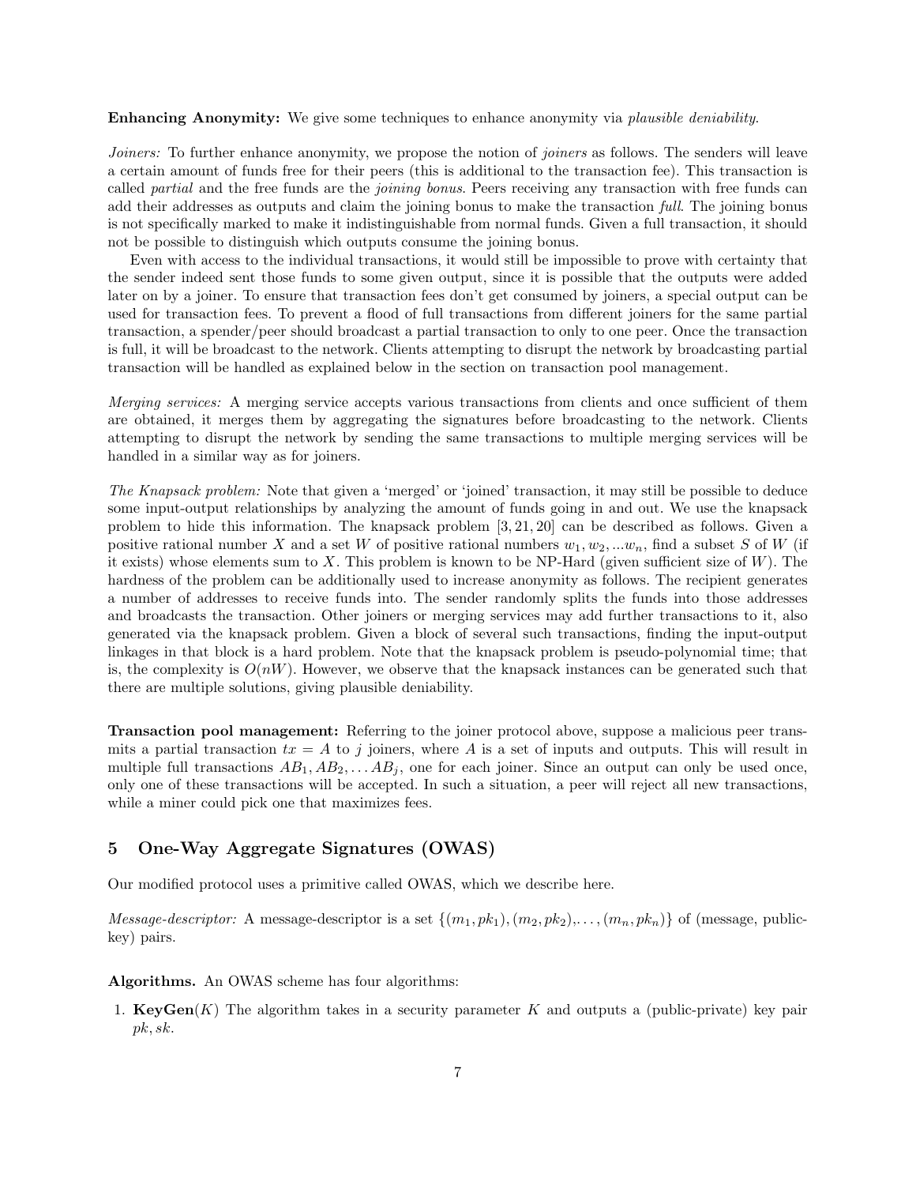**Enhancing Anonymity:** We give some techniques to enhance anonymity via *plausible deniability*.

*Joiners:* To further enhance anonymity, we propose the notion of *joiners* as follows. The senders will leave a certain amount of funds free for their peers (this is additional to the transaction fee). This transaction is called *partial* and the free funds are the *joining bonus*. Peers receiving any transaction with free funds can add their addresses as outputs and claim the joining bonus to make the transaction *full*. The joining bonus is not specifically marked to make it indistinguishable from normal funds. Given a full transaction, it should not be possible to distinguish which outputs consume the joining bonus.

Even with access to the individual transactions, it would still be impossible to prove with certainty that the sender indeed sent those funds to some given output, since it is possible that the outputs were added later on by a joiner. To ensure that transaction fees don't get consumed by joiners, a special output can be used for transaction fees. To prevent a flood of full transactions from different joiners for the same partial transaction, a spender/peer should broadcast a partial transaction to only to one peer. Once the transaction is full, it will be broadcast to the network. Clients attempting to disrupt the network by broadcasting partial transaction will be handled as explained below in the section on transaction pool management.

*Merging services:* A merging service accepts various transactions from clients and once sufficient of them are obtained, it merges them by aggregating the signatures before broadcasting to the network. Clients attempting to disrupt the network by sending the same transactions to multiple merging services will be handled in a similar way as for joiners.

*The Knapsack problem:* Note that given a 'merged' or 'joined' transaction, it may still be possible to deduce some input-output relationships by analyzing the amount of funds going in and out. We use the knapsack problem to hide this information. The knapsack problem [3, 21, 20] can be described as follows. Given a positive rational number $X$ and a set $W$ of positive rational numbers $w_1, w_2, ...w_n$, find a subset $S$ of $W$ (if it exists) whose elements sum to $X$. This problem is known to be NP-Hard (given sufficient size of $W$). The hardness of the problem can be additionally used to increase anonymity as follows. The recipient generates a number of addresses to receive funds into. The sender randomly splits the funds into those addresses and broadcasts the transaction. Other joiners or merging services may add further transactions to it, also generated via the knapsack problem. Given a block of several such transactions, finding the input-output linkages in that block is a hard problem. Note that the knapsack problem is pseudo-polynomial time; that is, the complexity is $O(nW)$. However, we observe that the knapsack instances can be generated such that there are multiple solutions, giving plausible deniability.

**Transaction pool management:** Referring to the joiner protocol above, suppose a malicious peer transmits a partial transaction $tx = A$ to $j$ joiners, where $A$ is a set of inputs and outputs. This will result in multiple full transactions $AB_1, AB_2, \ldots AB_j$, one for each joiner. Since an output can only be used once, only one of these transactions will be accepted. In such a situation, a peer will reject all new transactions, while a miner could pick one that maximizes fees.

## 5 One-Way Aggregate Signatures (OWAS)

Our modified protocol uses a primitive called OWAS, which we describe here.

*Message-descriptor:* A message-descriptor is a set $\{(m_1, pk_1), (m_2, pk_2), \ldots, (m_n, pk_n)\}$ of (message, public-key) pairs.

**Algorithms.** An OWAS scheme has four algorithms:

1. **KeyGen**$(K)$ The algorithm takes in a security parameter $K$ and outputs a (public-private) key pair $pk, sk$.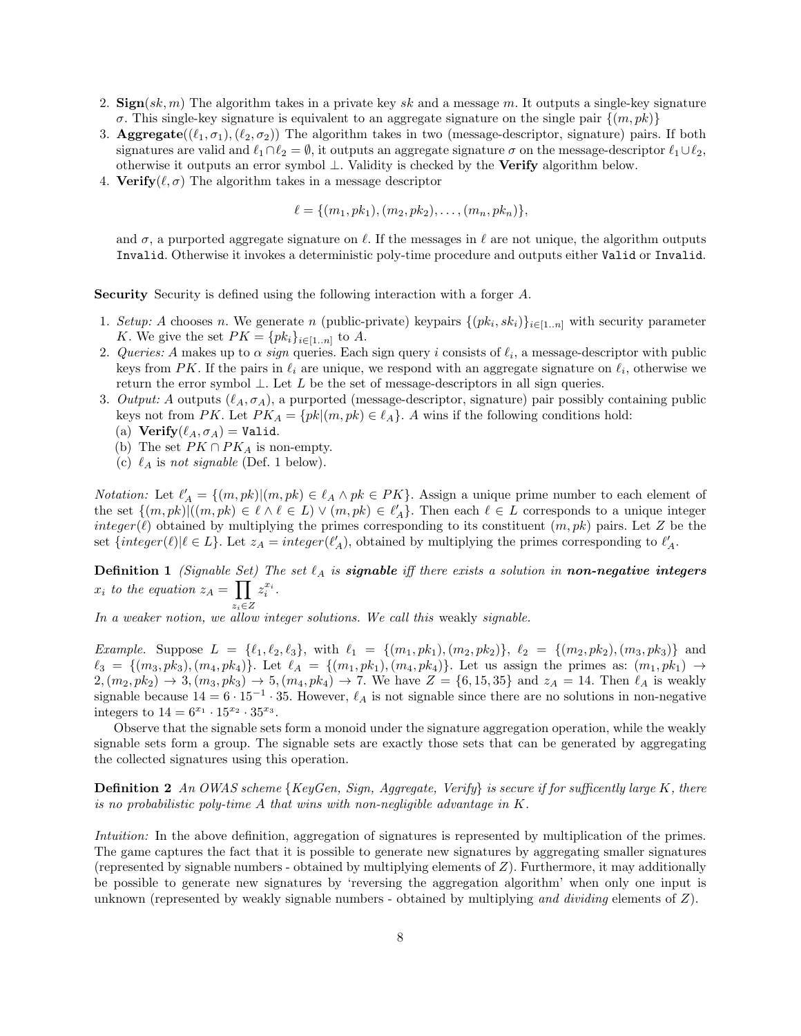2. **Sign**$(sk, m)$ The algorithm takes in a private key $sk$ and a message $m$. It outputs a single-key signature $\sigma$. This single-key signature is equivalent to an aggregate signature on the single pair $\{(m, pk)\}$
3. **Aggregate**$((\ell_1, \sigma_1), (\ell_2, \sigma_2))$ The algorithm takes in two (message-descriptor, signature) pairs. If both signatures are valid and $\ell_1 \cap \ell_2 = \emptyset$, it outputs an aggregate signature $\sigma$ on the message-descriptor $\ell_1 \cup \ell_2$, otherwise it outputs an error symbol $\perp$. Validity is checked by the **Verify** algorithm below.
4. **Verify**$(\ell, \sigma)$ The algorithm takes in a message descriptor

$$\ell = \{(m_1, pk_1), (m_2, pk_2), \ldots, (m_n, pk_n)\},$$

and $\sigma$, a purported aggregate signature on $\ell$. If the messages in $\ell$ are not unique, the algorithm outputs `Invalid`. Otherwise it invokes a deterministic poly-time procedure and outputs either `Valid` or `Invalid`.

**Security** Security is defined using the following interaction with a forger $A$.

1. *Setup:* $A$ chooses $n$. We generate $n$ (public-private) keypairs $\{(pk_i, sk_i)\}_{i \in [1..n]}$ with security parameter $K$. We give the set $PK = \{pk_i\}_{i \in [1..n]}$ to $A$.
2. *Queries:* $A$ makes up to $\alpha$ *sign* queries. Each sign query $i$ consists of $\ell_i$, a message-descriptor with public keys from $PK$. If the pairs in $\ell_i$ are unique, we respond with an aggregate signature on $\ell_i$, otherwise we return the error symbol $\perp$. Let $L$ be the set of message-descriptors in all sign queries.
3. *Output:* $A$ outputs $(\ell_A, \sigma_A)$, a purported (message-descriptor, signature) pair possibly containing public keys not from $PK$. Let $PK_A = \{pk | (m, pk) \in \ell_A\}$. $A$ wins if the following conditions hold:
   (a) **Verify**$(\ell_A, \sigma_A) =$ `Valid`.
   (b) The set $PK \cap PK_A$ is non-empty.
   (c) $\ell_A$ is *not signable* (Def. 1 below).

*Notation:* Let $\ell'_A = \{(m, pk) | (m, pk) \in \ell_A \wedge pk \in PK\}$. Assign a unique prime number to each element of the set $\{(m, pk) | ((m, pk) \in \ell \wedge \ell \in L) \vee (m, pk) \in \ell'_A\}$. Then each $\ell \in L$ corresponds to a unique integer $integer(\ell)$ obtained by multiplying the primes corresponding to its constituent $(m, pk)$ pairs. Let $Z$ be the set $\{integer(\ell) | \ell \in L\}$. Let $z_A = integer(\ell'_A)$, obtained by multiplying the primes corresponding to $\ell'_A$.

**Definition 1** *(Signable Set) The set $\ell_A$ is* ***signable*** *iff there exists a solution in* ***non-negative integers*** *$x_i$ to the equation $z_A = \prod_{z_i \in Z} z_i^{x_i}$.*
*In a weaker notion, we allow integer solutions. We call this* weakly *signable.*

*Example.* Suppose $L = \{\ell_1, \ell_2, \ell_3\}$, with $\ell_1 = \{(m_1, pk_1), (m_2, pk_2)\}$, $\ell_2 = \{(m_2, pk_2), (m_3, pk_3)\}$ and $\ell_3 = \{(m_3, pk_3), (m_4, pk_4)\}$. Let $\ell_A = \{(m_1, pk_1), (m_4, pk_4)\}$. Let us assign the primes as: $(m_1, pk_1) \to 2, (m_2, pk_2) \to 3, (m_3, pk_3) \to 5, (m_4, pk_4) \to 7$. We have $Z = \{6, 15, 35\}$ and $z_A = 14$. Then $\ell_A$ is weakly signable because $14 = 6 \cdot 15^{-1} \cdot 35$. However, $\ell_A$ is not signable since there are no solutions in non-negative integers to $14 = 6^{x_1} \cdot 15^{x_2} \cdot 35^{x_3}$.

Observe that the signable sets form a monoid under the signature aggregation operation, while the weakly signable sets form a group. The signable sets are exactly those sets that can be generated by aggregating the collected signatures using this operation.

**Definition 2** *An OWAS scheme {KeyGen, Sign, Aggregate, Verify} is secure if for sufficently large $K$, there is no probabilistic poly-time $A$ that wins with non-negligible advantage in $K$.*

*Intuition:* In the above definition, aggregation of signatures is represented by multiplication of the primes. The game captures the fact that it is possible to generate new signatures by aggregating smaller signatures (represented by signable numbers - obtained by multiplying elements of $Z$). Furthermore, it may additionally be possible to generate new signatures by 'reversing the aggregation algorithm' when only one input is unknown (represented by weakly signable numbers - obtained by multiplying *and dividing* elements of $Z$).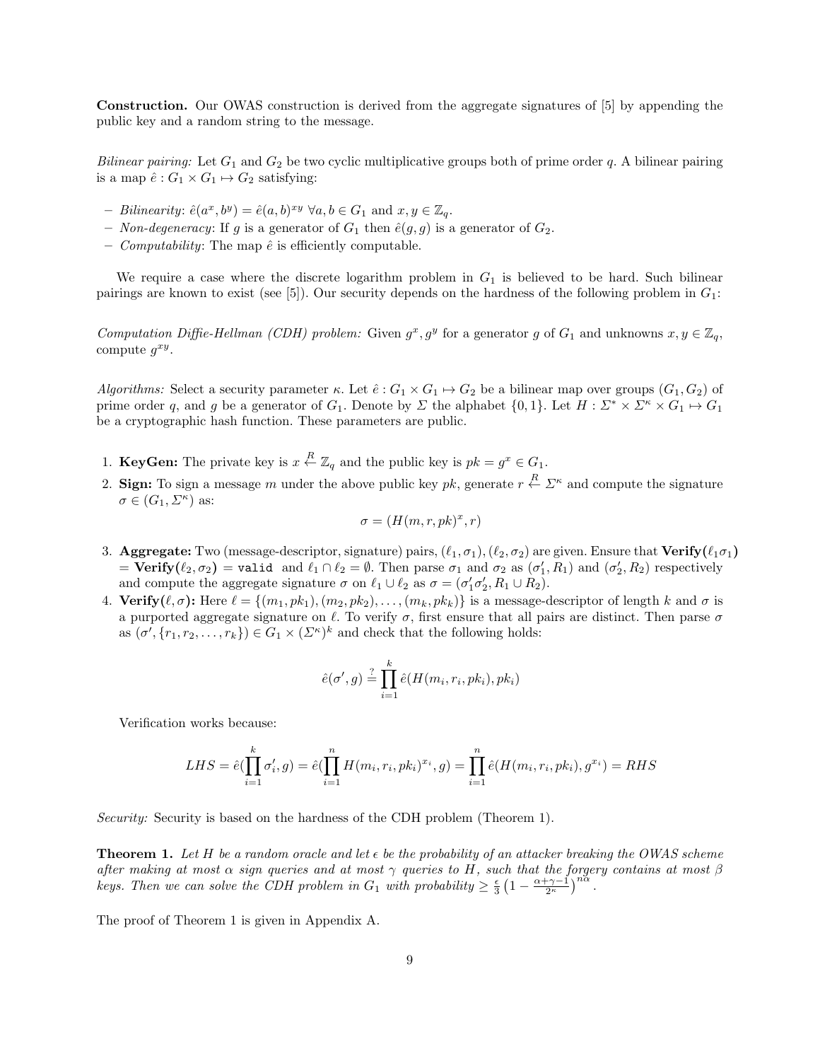**Construction.** Our OWAS construction is derived from the aggregate signatures of [5] by appending the public key and a random string to the message.

*Bilinear pairing:* Let $G_1$ and $G_2$ be two cyclic multiplicative groups both of prime order $q$. A bilinear pairing is a map $\hat{e} : G_1 \times G_1 \mapsto G_2$ satisfying:

- *Bilinearity*: $\hat{e}(a^x, b^y) = \hat{e}(a, b)^{xy}\ \forall a, b \in G_1$ and $x, y \in \mathbb{Z}_q$.
- *Non-degeneracy*: If $g$ is a generator of $G_1$ then $\hat{e}(g, g)$ is a generator of $G_2$.
- *Computability*: The map $\hat{e}$ is efficiently computable.

We require a case where the discrete logarithm problem in $G_1$ is believed to be hard. Such bilinear pairings are known to exist (see [5]). Our security depends on the hardness of the following problem in $G_1$:

*Computation Diffie-Hellman (CDH) problem:* Given $g^x, g^y$ for a generator $g$ of $G_1$ and unknowns $x, y \in \mathbb{Z}_q$, compute $g^{xy}$.

*Algorithms:* Select a security parameter $\kappa$. Let $\hat{e} : G_1 \times G_1 \mapsto G_2$ be a bilinear map over groups $(G_1, G_2)$ of prime order $q$, and $g$ be a generator of $G_1$. Denote by $\Sigma$ the alphabet $\{0, 1\}$. Let $H : \Sigma^* \times \Sigma^\kappa \times G_1 \mapsto G_1$ be a cryptographic hash function. These parameters are public.

1. **KeyGen:** The private key is $x \xleftarrow{R} \mathbb{Z}_q$ and the public key is $pk = g^x \in G_1$.
2. **Sign:** To sign a message $m$ under the above public key $pk$, generate $r \xleftarrow{R} \Sigma^\kappa$ and compute the signature $\sigma \in (G_1, \Sigma^\kappa)$ as:
$$\sigma = (H(m, r, pk)^x, r)$$
3. **Aggregate:** Two (message-descriptor, signature) pairs, $(\ell_1, \sigma_1), (\ell_2, \sigma_2)$ are given. Ensure that **Verify**$(\ell_1 \sigma_1)$ = **Verify**$(\ell_2, \sigma_2)$ = `valid` and $\ell_1 \cap \ell_2 = \emptyset$. Then parse $\sigma_1$ and $\sigma_2$ as $(\sigma_1', R_1)$ and $(\sigma_2', R_2)$ respectively and compute the aggregate signature $\sigma$ on $\ell_1 \cup \ell_2$ as $\sigma = (\sigma_1' \sigma_2', R_1 \cup R_2)$.
4. **Verify**$(\ell, \sigma)$**:** Here $\ell = \{(m_1, pk_1), (m_2, pk_2), \ldots, (m_k, pk_k)\}$ is a message-descriptor of length $k$ and $\sigma$ is a purported aggregate signature on $\ell$. To verify $\sigma$, first ensure that all pairs are distinct. Then parse $\sigma$ as $(\sigma', \{r_1, r_2, \ldots, r_k\}) \in G_1 \times (\Sigma^\kappa)^k$ and check that the following holds:
$$\hat{e}(\sigma', g) \stackrel{?}{=} \prod_{i=1}^{k} \hat{e}(H(m_i, r_i, pk_i), pk_i)$$

   Verification works because:
$$LHS = \hat{e}(\prod_{i=1}^{k} \sigma_i', g) = \hat{e}(\prod_{i=1}^{n} H(m_i, r_i, pk_i)^{x_i}, g) = \prod_{i=1}^{n} \hat{e}(H(m_i, r_i, pk_i), g^{x_i}) = RHS$$

*Security:* Security is based on the hardness of the CDH problem (Theorem 1).

**Theorem 1.** *Let $H$ be a random oracle and let $\epsilon$ be the probability of an attacker breaking the OWAS scheme after making at most $\alpha$ sign queries and at most $\gamma$ queries to $H$, such that the forgery contains at most $\beta$ keys. Then we can solve the CDH problem in $G_1$ with probability $\geq \frac{\epsilon}{3}\left(1 - \frac{\alpha+\gamma-1}{2^\kappa}\right)^{n\alpha}$.*

The proof of Theorem 1 is given in Appendix A.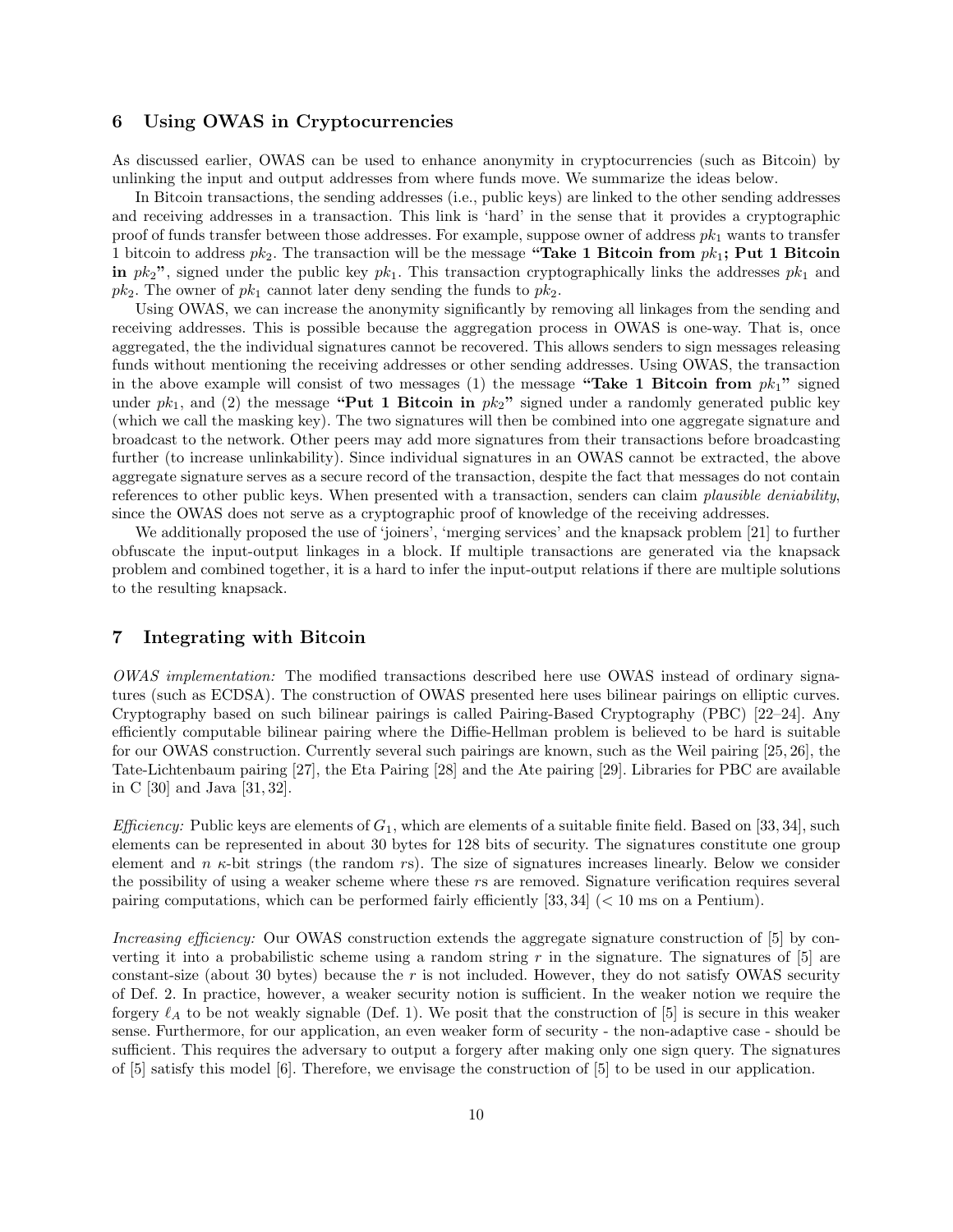## 6 Using OWAS in Cryptocurrencies

As discussed earlier, OWAS can be used to enhance anonymity in cryptocurrencies (such as Bitcoin) by unlinking the input and output addresses from where funds move. We summarize the ideas below.

In Bitcoin transactions, the sending addresses (i.e., public keys) are linked to the other sending addresses and receiving addresses in a transaction. This link is 'hard' in the sense that it provides a cryptographic proof of funds transfer between those addresses. For example, suppose owner of address $pk_1$ wants to transfer 1 bitcoin to address $pk_2$. The transaction will be the message **"Take 1 Bitcoin from $pk_1$; Put 1 Bitcoin in $pk_2$"**, signed under the public key $pk_1$. This transaction cryptographically links the addresses $pk_1$ and $pk_2$. The owner of $pk_1$ cannot later deny sending the funds to $pk_2$.

Using OWAS, we can increase the anonymity significantly by removing all linkages from the sending and receiving addresses. This is possible because the aggregation process in OWAS is one-way. That is, once aggregated, the the individual signatures cannot be recovered. This allows senders to sign messages releasing funds without mentioning the receiving addresses or other sending addresses. Using OWAS, the transaction in the above example will consist of two messages (1) the message **"Take 1 Bitcoin from $pk_1$"** signed under $pk_1$, and (2) the message **"Put 1 Bitcoin in $pk_2$"** signed under a randomly generated public key (which we call the masking key). The two signatures will then be combined into one aggregate signature and broadcast to the network. Other peers may add more signatures from their transactions before broadcasting further (to increase unlinkability). Since individual signatures in an OWAS cannot be extracted, the above aggregate signature serves as a secure record of the transaction, despite the fact that messages do not contain references to other public keys. When presented with a transaction, senders can claim *plausible deniability*, since the OWAS does not serve as a cryptographic proof of knowledge of the receiving addresses.

We additionally proposed the use of 'joiners', 'merging services' and the knapsack problem [21] to further obfuscate the input-output linkages in a block. If multiple transactions are generated via the knapsack problem and combined together, it is a hard to infer the input-output relations if there are multiple solutions to the resulting knapsack.

## 7 Integrating with Bitcoin

*OWAS implementation:* The modified transactions described here use OWAS instead of ordinary signatures (such as ECDSA). The construction of OWAS presented here uses bilinear pairings on elliptic curves. Cryptography based on such bilinear pairings is called Pairing-Based Cryptography (PBC) [22–24]. Any efficiently computable bilinear pairing where the Diffie-Hellman problem is believed to be hard is suitable for our OWAS construction. Currently several such pairings are known, such as the Weil pairing [25, 26], the Tate-Lichtenbaum pairing [27], the Eta Pairing [28] and the Ate pairing [29]. Libraries for PBC are available in C [30] and Java [31, 32].

*Efficiency:* Public keys are elements of $G_1$, which are elements of a suitable finite field. Based on [33, 34], such elements can be represented in about 30 bytes for 128 bits of security. The signatures constitute one group element and $n$ $\kappa$-bit strings (the random $r$s). The size of signatures increases linearly. Below we consider the possibility of using a weaker scheme where these $r$s are removed. Signature verification requires several pairing computations, which can be performed fairly efficiently [33, 34] (< 10 ms on a Pentium).

*Increasing efficiency:* Our OWAS construction extends the aggregate signature construction of [5] by converting it into a probabilistic scheme using a random string $r$ in the signature. The signatures of [5] are constant-size (about 30 bytes) because the $r$ is not included. However, they do not satisfy OWAS security of Def. 2. In practice, however, a weaker security notion is sufficient. In the weaker notion we require the forgery $\ell_A$ to be not weakly signable (Def. 1). We posit that the construction of [5] is secure in this weaker sense. Furthermore, for our application, an even weaker form of security - the non-adaptive case - should be sufficient. This requires the adversary to output a forgery after making only one sign query. The signatures of [5] satisfy this model [6]. Therefore, we envisage the construction of [5] to be used in our application.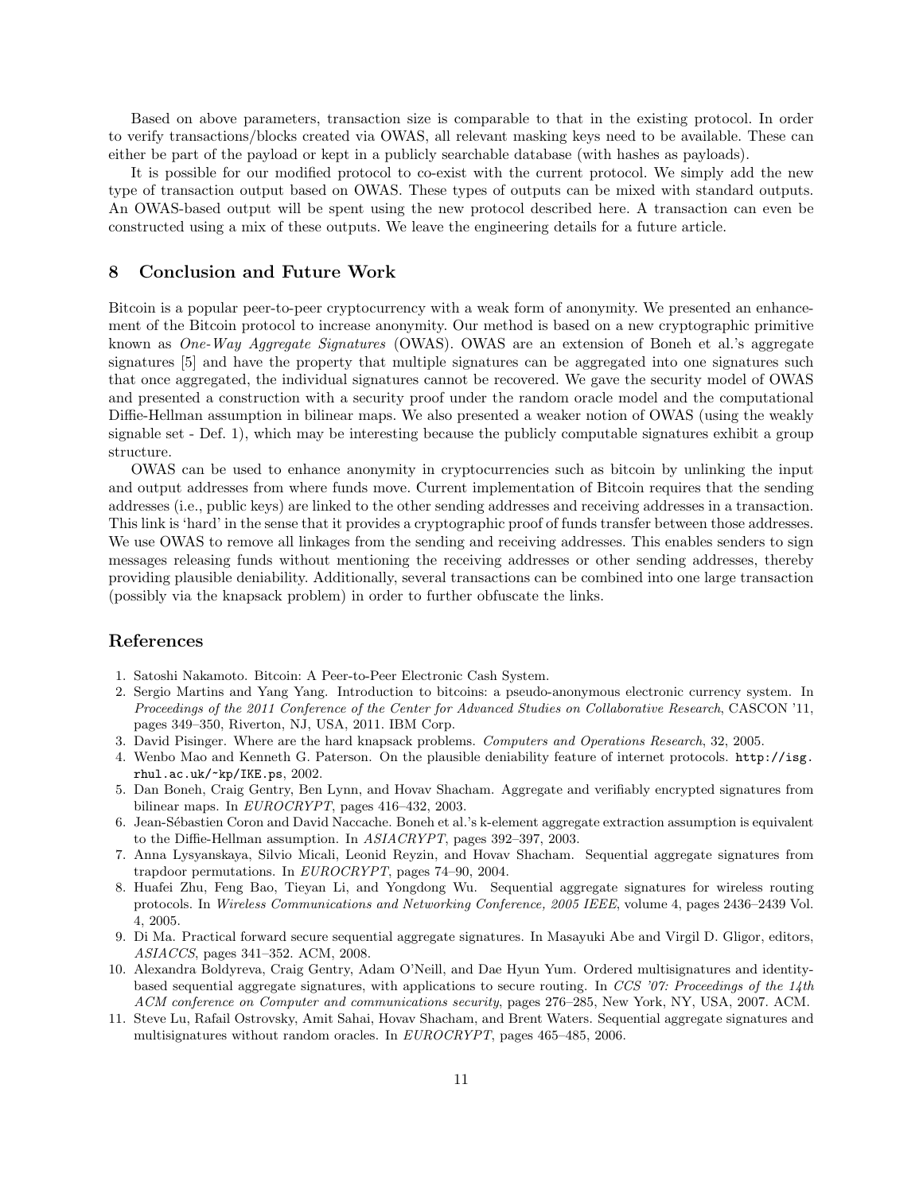Based on above parameters, transaction size is comparable to that in the existing protocol. In order to verify transactions/blocks created via OWAS, all relevant masking keys need to be available. These can either be part of the payload or kept in a publicly searchable database (with hashes as payloads).

It is possible for our modified protocol to co-exist with the current protocol. We simply add the new type of transaction output based on OWAS. These types of outputs can be mixed with standard outputs. An OWAS-based output will be spent using the new protocol described here. A transaction can even be constructed using a mix of these outputs. We leave the engineering details for a future article.

## 8 Conclusion and Future Work

Bitcoin is a popular peer-to-peer cryptocurrency with a weak form of anonymity. We presented an enhancement of the Bitcoin protocol to increase anonymity. Our method is based on a new cryptographic primitive known as *One-Way Aggregate Signatures* (OWAS). OWAS are an extension of Boneh et al.'s aggregate signatures [5] and have the property that multiple signatures can be aggregated into one signatures such that once aggregated, the individual signatures cannot be recovered. We gave the security model of OWAS and presented a construction with a security proof under the random oracle model and the computational Diffie-Hellman assumption in bilinear maps. We also presented a weaker notion of OWAS (using the weakly signable set - Def. 1), which may be interesting because the publicly computable signatures exhibit a group structure.

OWAS can be used to enhance anonymity in cryptocurrencies such as bitcoin by unlinking the input and output addresses from where funds move. Current implementation of Bitcoin requires that the sending addresses (i.e., public keys) are linked to the other sending addresses and receiving addresses in a transaction. This link is 'hard' in the sense that it provides a cryptographic proof of funds transfer between those addresses. We use OWAS to remove all linkages from the sending and receiving addresses. This enables senders to sign messages releasing funds without mentioning the receiving addresses or other sending addresses, thereby providing plausible deniability. Additionally, several transactions can be combined into one large transaction (possibly via the knapsack problem) in order to further obfuscate the links.

## References

1. Satoshi Nakamoto. Bitcoin: A Peer-to-Peer Electronic Cash System.
2. Sergio Martins and Yang Yang. Introduction to bitcoins: a pseudo-anonymous electronic currency system. In *Proceedings of the 2011 Conference of the Center for Advanced Studies on Collaborative Research*, CASCON '11, pages 349–350, Riverton, NJ, USA, 2011. IBM Corp.
3. David Pisinger. Where are the hard knapsack problems. *Computers and Operations Research*, 32, 2005.
4. Wenbo Mao and Kenneth G. Paterson. On the plausible deniability feature of internet protocols. http://isg.rhul.ac.uk/~kp/IKE.ps, 2002.
5. Dan Boneh, Craig Gentry, Ben Lynn, and Hovav Shacham. Aggregate and verifiably encrypted signatures from bilinear maps. In *EUROCRYPT*, pages 416–432, 2003.
6. Jean-Sébastien Coron and David Naccache. Boneh et al.'s k-element aggregate extraction assumption is equivalent to the Diffie-Hellman assumption. In *ASIACRYPT*, pages 392–397, 2003.
7. Anna Lysyanskaya, Silvio Micali, Leonid Reyzin, and Hovav Shacham. Sequential aggregate signatures from trapdoor permutations. In *EUROCRYPT*, pages 74–90, 2004.
8. Huafei Zhu, Feng Bao, Tieyan Li, and Yongdong Wu. Sequential aggregate signatures for wireless routing protocols. In *Wireless Communications and Networking Conference, 2005 IEEE*, volume 4, pages 2436–2439 Vol. 4, 2005.
9. Di Ma. Practical forward secure sequential aggregate signatures. In Masayuki Abe and Virgil D. Gligor, editors, *ASIACCS*, pages 341–352. ACM, 2008.
10. Alexandra Boldyreva, Craig Gentry, Adam O'Neill, and Dae Hyun Yum. Ordered multisignatures and identity-based sequential aggregate signatures, with applications to secure routing. In *CCS '07: Proceedings of the 14th ACM conference on Computer and communications security*, pages 276–285, New York, NY, USA, 2007. ACM.
11. Steve Lu, Rafail Ostrovsky, Amit Sahai, Hovav Shacham, and Brent Waters. Sequential aggregate signatures and multisignatures without random oracles. In *EUROCRYPT*, pages 465–485, 2006.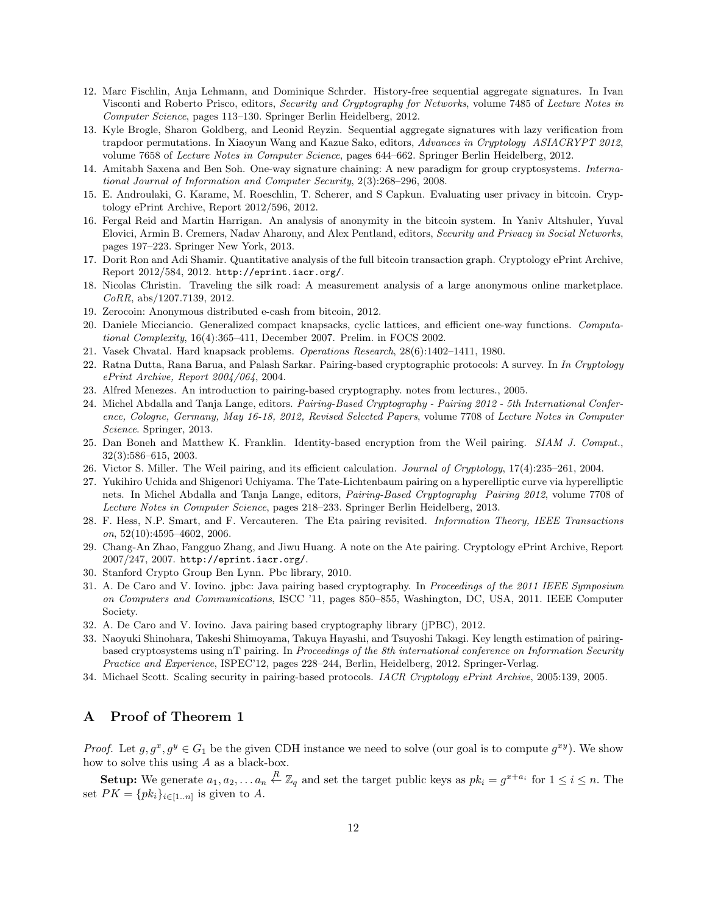12. Marc Fischlin, Anja Lehmann, and Dominique Schrder. History-free sequential aggregate signatures. In Ivan Visconti and Roberto Prisco, editors, *Security and Cryptography for Networks*, volume 7485 of *Lecture Notes in Computer Science*, pages 113–130. Springer Berlin Heidelberg, 2012.
13. Kyle Brogle, Sharon Goldberg, and Leonid Reyzin. Sequential aggregate signatures with lazy verification from trapdoor permutations. In Xiaoyun Wang and Kazue Sako, editors, *Advances in Cryptology ASIACRYPT 2012*, volume 7658 of *Lecture Notes in Computer Science*, pages 644–662. Springer Berlin Heidelberg, 2012.
14. Amitabh Saxena and Ben Soh. One-way signature chaining: A new paradigm for group cryptosystems. *International Journal of Information and Computer Security*, 2(3):268–296, 2008.
15. E. Androulaki, G. Karame, M. Roeschlin, T. Scherer, and S Capkun. Evaluating user privacy in bitcoin. Cryptology ePrint Archive, Report 2012/596, 2012.
16. Fergal Reid and Martin Harrigan. An analysis of anonymity in the bitcoin system. In Yaniv Altshuler, Yuval Elovici, Armin B. Cremers, Nadav Aharony, and Alex Pentland, editors, *Security and Privacy in Social Networks*, pages 197–223. Springer New York, 2013.
17. Dorit Ron and Adi Shamir. Quantitative analysis of the full bitcoin transaction graph. Cryptology ePrint Archive, Report 2012/584, 2012. `http://eprint.iacr.org/`.
18. Nicolas Christin. Traveling the silk road: A measurement analysis of a large anonymous online marketplace. *CoRR*, abs/1207.7139, 2012.
19. Zerocoin: Anonymous distributed e-cash from bitcoin, 2012.
20. Daniele Micciancio. Generalized compact knapsacks, cyclic lattices, and efficient one-way functions. *Computational Complexity*, 16(4):365–411, December 2007. Prelim. in FOCS 2002.
21. Vasek Chvatal. Hard knapsack problems. *Operations Research*, 28(6):1402–1411, 1980.
22. Ratna Dutta, Rana Barua, and Palash Sarkar. Pairing-based cryptographic protocols: A survey. In *In Cryptology ePrint Archive, Report 2004/064*, 2004.
23. Alfred Menezes. An introduction to pairing-based cryptography. notes from lectures., 2005.
24. Michel Abdalla and Tanja Lange, editors. *Pairing-Based Cryptography - Pairing 2012 - 5th International Conference, Cologne, Germany, May 16-18, 2012, Revised Selected Papers*, volume 7708 of *Lecture Notes in Computer Science*. Springer, 2013.
25. Dan Boneh and Matthew K. Franklin. Identity-based encryption from the Weil pairing. *SIAM J. Comput.*, 32(3):586–615, 2003.
26. Victor S. Miller. The Weil pairing, and its efficient calculation. *Journal of Cryptology*, 17(4):235–261, 2004.
27. Yukihiro Uchida and Shigenori Uchiyama. The Tate-Lichtenbaum pairing on a hyperelliptic curve via hyperelliptic nets. In Michel Abdalla and Tanja Lange, editors, *Pairing-Based Cryptography Pairing 2012*, volume 7708 of *Lecture Notes in Computer Science*, pages 218–233. Springer Berlin Heidelberg, 2013.
28. F. Hess, N.P. Smart, and F. Vercauteren. The Eta pairing revisited. *Information Theory, IEEE Transactions on*, 52(10):4595–4602, 2006.
29. Chang-An Zhao, Fangguo Zhang, and Jiwu Huang. A note on the Ate pairing. Cryptology ePrint Archive, Report 2007/247, 2007. `http://eprint.iacr.org/`.
30. Stanford Crypto Group Ben Lynn. Pbc library, 2010.
31. A. De Caro and V. Iovino. jpbc: Java pairing based cryptography. In *Proceedings of the 2011 IEEE Symposium on Computers and Communications*, ISCC '11, pages 850–855, Washington, DC, USA, 2011. IEEE Computer Society.
32. A. De Caro and V. Iovino. Java pairing based cryptography library (jPBC), 2012.
33. Naoyuki Shinohara, Takeshi Shimoyama, Takuya Hayashi, and Tsuyoshi Takagi. Key length estimation of pairing-based cryptosystems using nT pairing. In *Proceedings of the 8th international conference on Information Security Practice and Experience*, ISPEC'12, pages 228–244, Berlin, Heidelberg, 2012. Springer-Verlag.
34. Michael Scott. Scaling security in pairing-based protocols. *IACR Cryptology ePrint Archive*, 2005:139, 2005.

## A Proof of Theorem 1

*Proof.* Let $g, g^x, g^y \in G_1$ be the given CDH instance we need to solve (our goal is to compute $g^{xy}$). We show how to solve this using $A$ as a black-box.

**Setup:** We generate $a_1, a_2, \ldots a_n \xleftarrow{R} \mathbb{Z}_q$ and set the target public keys as $pk_i = g^{x+a_i}$ for $1 \leq i \leq n$. The set $PK = \{pk_i\}_{i \in [1..n]}$ is given to $A$.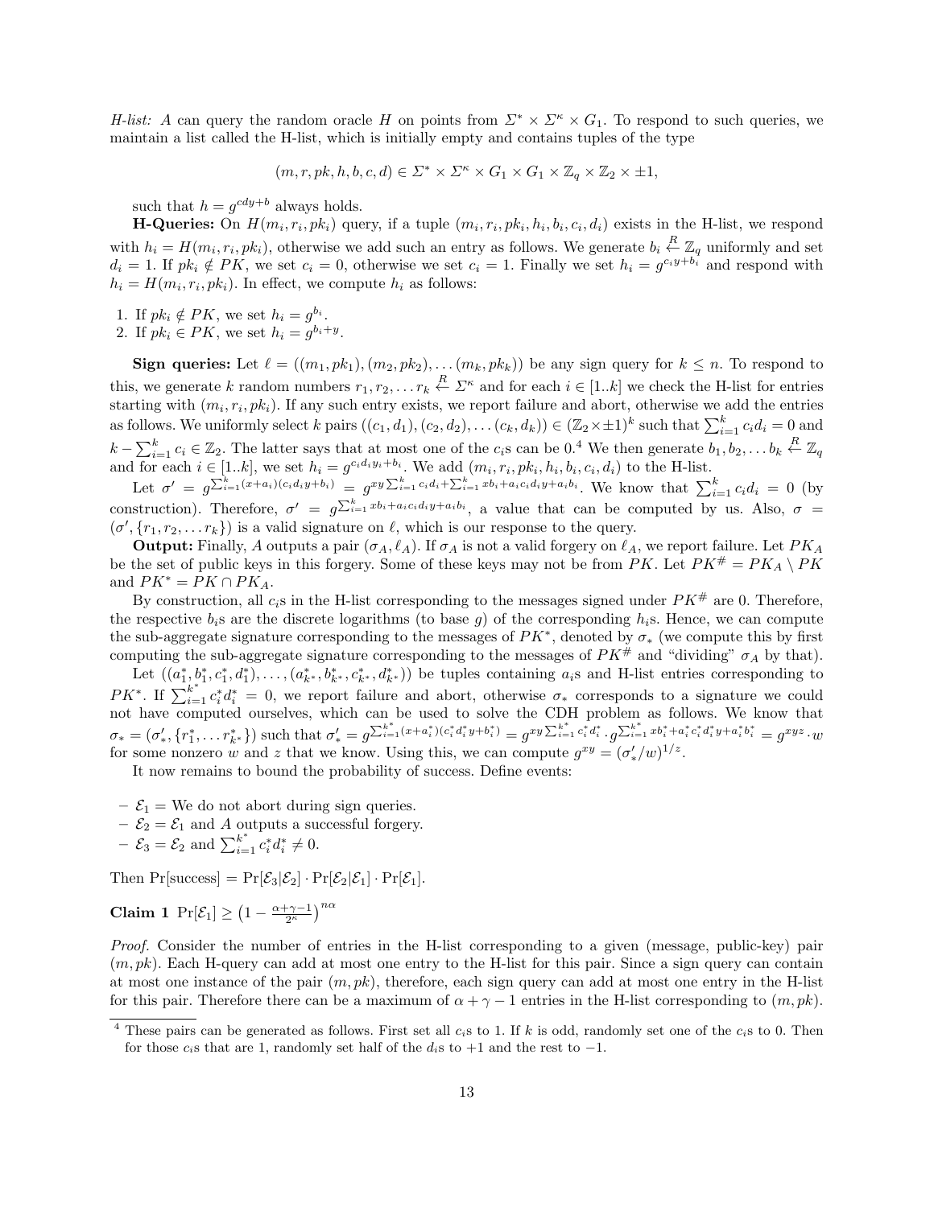*H-list:* $A$ can query the random oracle $H$ on points from $\Sigma^* \times \Sigma^\kappa \times G_1$. To respond to such queries, we maintain a list called the H-list, which is initially empty and contains tuples of the type

$$(m, r, pk, h, b, c, d) \in \Sigma^* \times \Sigma^\kappa \times G_1 \times G_1 \times \mathbb{Z}_q \times \mathbb{Z}_2 \times \pm 1,$$

such that $h = g^{cdy+b}$ always holds.

**H-Queries:** On $H(m_i, r_i, pk_i)$ query, if a tuple $(m_i, r_i, pk_i, h_i, b_i, c_i, d_i)$ exists in the H-list, we respond with $h_i = H(m_i, r_i, pk_i)$, otherwise we add such an entry as follows. We generate $b_i \xleftarrow{R} \mathbb{Z}_q$ uniformly and set $d_i = 1$. If $pk_i \notin PK$, we set $c_i = 0$, otherwise we set $c_i = 1$. Finally we set $h_i = g^{c_i y + b_i}$ and respond with $h_i = H(m_i, r_i, pk_i)$. In effect, we compute $h_i$ as follows:

1. If $pk_i \notin PK$, we set $h_i = g^{b_i}$.
2. If $pk_i \in PK$, we set $h_i = g^{b_i + y}$.

**Sign queries:** Let $\ell = ((m_1, pk_1), (m_2, pk_2), \ldots (m_k, pk_k))$ be any sign query for $k \le n$. To respond to this, we generate $k$ random numbers $r_1, r_2, \ldots r_k \xleftarrow{R} \Sigma^\kappa$ and for each $i \in [1..k]$ we check the H-list for entries starting with $(m_i, r_i, pk_i)$. If any such entry exists, we report failure and abort, otherwise we add the entries as follows. We uniformly select $k$ pairs $((c_1, d_1), (c_2, d_2), \ldots (c_k, d_k)) \in (\mathbb{Z}_2 \times \pm 1)^k$ such that $\sum_{i=1}^k c_i d_i = 0$ and $k - \sum_{i=1}^k c_i \in \mathbb{Z}_2$. The latter says that at most one of the $c_i$s can be 0.[4] We then generate $b_1, b_2, \ldots b_k \xleftarrow{R} \mathbb{Z}_q$ and for each $i \in [1..k]$, we set $h_i = g^{c_i d_i y_i + b_i}$. We add $(m_i, r_i, pk_i, h_i, b_i, c_i, d_i)$ to the H-list.

Let $\sigma' = g^{\sum_{i=1}^k (x + a_i)(c_i d_i y + b_i)} = g^{xy \sum_{i=1}^k c_i d_i + \sum_{i=1}^k x b_i + a_i c_i d_i y + a_i b_i}$. We know that $\sum_{i=1}^k c_i d_i = 0$ (by construction). Therefore, $\sigma' = g^{\sum_{i=1}^k x b_i + a_i c_i d_i y + a_i b_i}$, a value that can be computed by us. Also, $\sigma = (\sigma', \{r_1, r_2, \ldots r_k\})$ is a valid signature on $\ell$, which is our response to the query.

**Output:** Finally, $A$ outputs a pair $(\sigma_A, \ell_A)$. If $\sigma_A$ is not a valid forgery on $\ell_A$, we report failure. Let $PK_A$ be the set of public keys in this forgery. Some of these keys may not be from $PK$. Let $PK^\# = PK_A \setminus PK$ and $PK^* = PK \cap PK_A$.

By construction, all $c_i$s in the H-list corresponding to the messages signed under $PK^\#$ are 0. Therefore, the respective $b_i$s are the discrete logarithms (to base $g$) of the corresponding $h_i$s. Hence, we can compute the sub-aggregate signature corresponding to the messages of $PK^*$, denoted by $\sigma_*$ (we compute this by first computing the sub-aggregate signature corresponding to the messages of $PK^\#$ and "dividing" $\sigma_A$ by that).

Let $((a_1^*, b_1^*, c_1^*, d_1^*), \ldots, (a_{k^*}^*, b_{k^*}^*, c_{k^*}^*, d_{k^*}^*))$ be tuples containing $a_i$s and H-list entries corresponding to $PK^*$. If $\sum_{i=1}^{k^*} c_i^* d_i^* = 0$, we report failure and abort, otherwise $\sigma_*$ corresponds to a signature we could not have computed ourselves, which can be used to solve the CDH problem as follows. We know that $\sigma_* = (\sigma'_*, \{r_1^*, \ldots r_{k^*}^*\})$ such that $\sigma'_* = g^{\sum_{i=1}^{k^*}(x + a_i^*)(c_i^* d_i^* y + b_i^*)} = g^{xy \sum_{i=1}^{k^*} c_i^* d_i^*} \cdot g^{\sum_{i=1}^{k^*} x b_i^* + a_i^* c_i^* d_i^* y + a_i^* b_i^*} = g^{xyz} \cdot w$ for some nonzero $w$ and $z$ that we know. Using this, we can compute $g^{xy} = (\sigma'_*/w)^{1/z}$.

It now remains to bound the probability of success. Define events:

- $\mathcal{E}_1 =$ We do not abort during sign queries.
- $\mathcal{E}_2 = \mathcal{E}_1$ and $A$ outputs a successful forgery.
- $\mathcal{E}_3 = \mathcal{E}_2$ and $\sum_{i=1}^{k^*} c_i^* d_i^* \neq 0$.

Then $\Pr[\text{success}] = \Pr[\mathcal{E}_3 | \mathcal{E}_2] \cdot \Pr[\mathcal{E}_2 | \mathcal{E}_1] \cdot \Pr[\mathcal{E}_1]$.

**Claim 1** $\Pr[\mathcal{E}_1] \ge \left(1 - \frac{\alpha + \gamma - 1}{2^\kappa}\right)^{n\alpha}$

*Proof.* Consider the number of entries in the H-list corresponding to a given (message, public-key) pair $(m, pk)$. Each H-query can add at most one entry to the H-list for this pair. Since a sign query can contain at most one instance of the pair $(m, pk)$, therefore, each sign query can add at most one entry in the H-list for this pair. Therefore there can be a maximum of $\alpha + \gamma - 1$ entries in the H-list corresponding to $(m, pk)$.

[4] These pairs can be generated as follows. First set all $c_i$s to 1. If $k$ is odd, randomly set one of the $c_i$s to 0. Then for those $c_i$s that are 1, randomly set half of the $d_i$s to $+1$ and the rest to $-1$.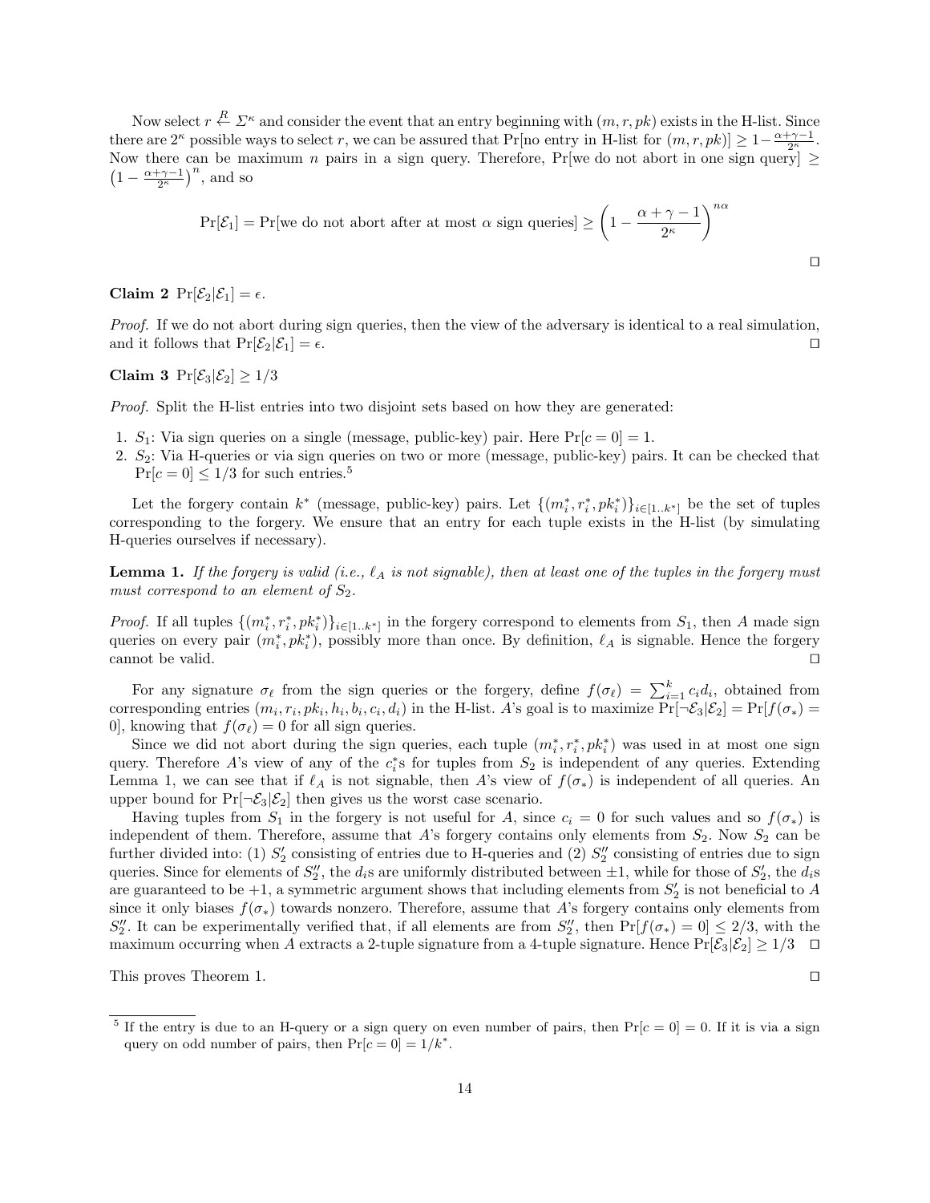Now select $r \stackrel{R}{\leftarrow} \Sigma^\kappa$ and consider the event that an entry beginning with $(m, r, pk)$ exists in the H-list. Since there are $2^\kappa$ possible ways to select $r$, we can be assured that Pr[no entry in H-list for $(m, r, pk)$] $\geq 1 - \frac{\alpha+\gamma-1}{2^\kappa}$. Now there can be maximum $n$ pairs in a sign query. Therefore, Pr[we do not abort in one sign query] $\geq \left(1 - \frac{\alpha+\gamma-1}{2^\kappa}\right)^n$, and so

$$\Pr[\mathcal{E}_1] = \Pr[\text{we do not abort after at most } \alpha \text{ sign queries}] \geq \left(1 - \frac{\alpha+\gamma-1}{2^\kappa}\right)^{n\alpha}$$

□

**Claim 2** $\Pr[\mathcal{E}_2|\mathcal{E}_1] = \epsilon$.

*Proof.* If we do not abort during sign queries, then the view of the adversary is identical to a real simulation, and it follows that $\Pr[\mathcal{E}_2|\mathcal{E}_1] = \epsilon$. □

**Claim 3** $\Pr[\mathcal{E}_3|\mathcal{E}_2] \geq 1/3$

*Proof.* Split the H-list entries into two disjoint sets based on how they are generated:

1. $S_1$: Via sign queries on a single (message, public-key) pair. Here $\Pr[c = 0] = 1$.
2. $S_2$: Via H-queries or via sign queries on two or more (message, public-key) pairs. It can be checked that $\Pr[c = 0] \leq 1/3$ for such entries.[5]

Let the forgery contain $k^*$ (message, public-key) pairs. Let $\{(m_i^*, r_i^*, pk_i^*)\}_{i\in[1..k^*]}$ be the set of tuples corresponding to the forgery. We ensure that an entry for each tuple exists in the H-list (by simulating H-queries ourselves if necessary).

**Lemma 1.** *If the forgery is valid (i.e., $\ell_A$ is not signable), then at least one of the tuples in the forgery must must correspond to an element of $S_2$.*

*Proof.* If all tuples $\{(m_i^*, r_i^*, pk_i^*)\}_{i\in[1..k^*]}$ in the forgery correspond to elements from $S_1$, then $A$ made sign queries on every pair $(m_i^*, pk_i^*)$, possibly more than once. By definition, $\ell_A$ is signable. Hence the forgery cannot be valid. □

For any signature $\sigma_\ell$ from the sign queries or the forgery, define $f(\sigma_\ell) = \sum_{i=1}^{k} c_i d_i$, obtained from corresponding entries $(m_i, r_i, pk_i, h_i, b_i, c_i, d_i)$ in the H-list. $A$'s goal is to maximize $\Pr[\neg\mathcal{E}_3|\mathcal{E}_2] = \Pr[f(\sigma_*) = 0]$, knowing that $f(\sigma_\ell) = 0$ for all sign queries.

Since we did not abort during the sign queries, each tuple $(m_i^*, r_i^*, pk_i^*)$ was used in at most one sign query. Therefore $A$'s view of any of the $c_i^*$s for tuples from $S_2$ is independent of any queries. Extending Lemma 1, we can see that if $\ell_A$ is not signable, then $A$'s view of $f(\sigma_*)$ is independent of all queries. An upper bound for $\Pr[\neg\mathcal{E}_3|\mathcal{E}_2]$ then gives us the worst case scenario.

Having tuples from $S_1$ in the forgery is not useful for $A$, since $c_i = 0$ for such values and so $f(\sigma_*)$ is independent of them. Therefore, assume that $A$'s forgery contains only elements from $S_2$. Now $S_2$ can be further divided into: (1) $S_2'$ consisting of entries due to H-queries and (2) $S_2''$ consisting of entries due to sign queries. Since for elements of $S_2''$, the $d_i$s are uniformly distributed between $\pm 1$, while for those of $S_2'$, the $d_i$s are guaranteed to be $+1$, a symmetric argument shows that including elements from $S_2'$ is not beneficial to $A$ since it only biases $f(\sigma_*)$ towards nonzero. Therefore, assume that $A$'s forgery contains only elements from $S_2''$. It can be experimentally verified that, if all elements are from $S_2''$, then $\Pr[f(\sigma_*) = 0] \leq 2/3$, with the maximum occurring when $A$ extracts a 2-tuple signature from a 4-tuple signature. Hence $\Pr[\mathcal{E}_3|\mathcal{E}_2] \geq 1/3$ □

This proves Theorem 1. □

[5] If the entry is due to an H-query or a sign query on even number of pairs, then $\Pr[c = 0] = 0$. If it is via a sign query on odd number of pairs, then $\Pr[c = 0] = 1/k^*$.